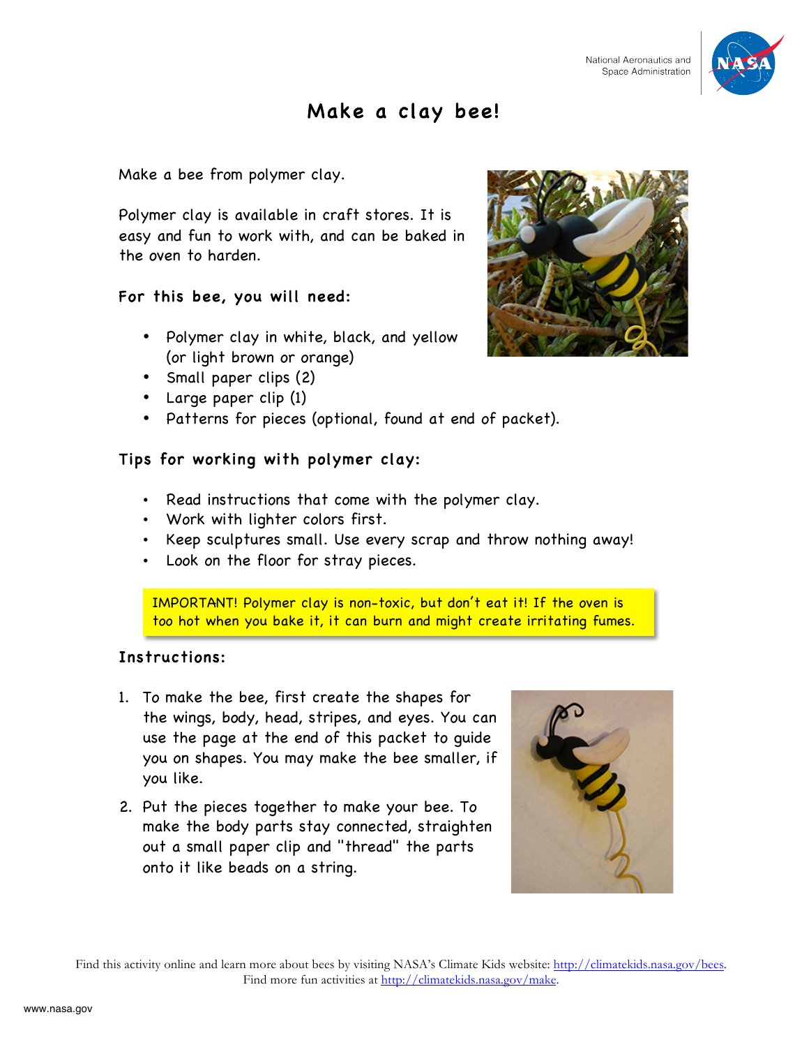# Make a clay bee!

Make a bee from polymer clay.

Polymer clay is available in craft stores. It is easy and fun to work with, and can be baked in the oven to harden.

## For this bee, you will need:

- Polymer clay in white, black, and yellow (or light brown or orange)
- Small paper clips (2)
- Large paper clip (1)
- Patterns for pieces (optional, found at end of packet).

## Tips for working with polymer clay:

- Read instructions that come with the polymer clay.
- Work with lighter colors first.
- Keep sculptures small. Use every scrap and throw nothing away!
- Look on the floor for stray pieces.

IMPORTANT! Polymer clay is non-toxic, but don't eat it! If the oven is too hot when you bake it, it can burn and might create irritating fumes.

## Instructions:

1. To make the bee, first create the shapes for the wings, body, head, stripes, and eyes. You can use the page at the end of this packet to guide you on shapes. You may make the bee smaller, if you like.
2. Put the pieces together to make your bee. To make the body parts stay connected, straighten out a small paper clip and "thread" the parts onto it like beads on a string.

Find this activity online and learn more about bees by visiting NASA's Climate Kids website: http://climatekids.nasa.gov/bees.
Find more fun activities at http://climatekids.nasa.gov/make.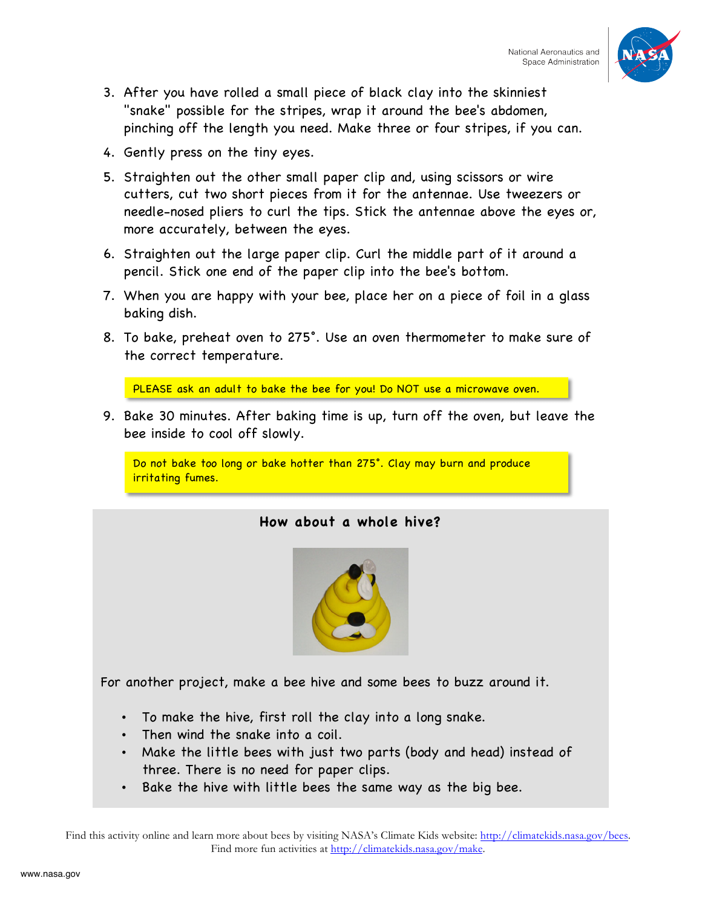3. After you have rolled a small piece of black clay into the skinniest "snake" possible for the stripes, wrap it around the bee's abdomen, pinching off the length you need. Make three or four stripes, if you can.
4. Gently press on the tiny eyes.
5. Straighten out the other small paper clip and, using scissors or wire cutters, cut two short pieces from it for the antennae. Use tweezers or needle-nosed pliers to curl the tips. Stick the antennae above the eyes or, more accurately, between the eyes.
6. Straighten out the large paper clip. Curl the middle part of it around a pencil. Stick one end of the paper clip into the bee's bottom.
7. When you are happy with your bee, place her on a piece of foil in a glass baking dish.
8. To bake, preheat oven to 275°. Use an oven thermometer to make sure of the correct temperature.

> PLEASE ask an adult to bake the bee for you! Do NOT use a microwave oven.

9. Bake 30 minutes. After baking time is up, turn off the oven, but leave the bee inside to cool off slowly.

> Do not bake too long or bake hotter than 275°. Clay may burn and produce irritating fumes.

## How about a whole hive?

For another project, make a bee hive and some bees to buzz around it.

- To make the hive, first roll the clay into a long snake.
- Then wind the snake into a coil.
- Make the little bees with just two parts (body and head) instead of three. There is no need for paper clips.
- Bake the hive with little bees the same way as the big bee.

Find this activity online and learn more about bees by visiting NASA's Climate Kids website: http://climatekids.nasa.gov/bees.
Find more fun activities at http://climatekids.nasa.gov/make.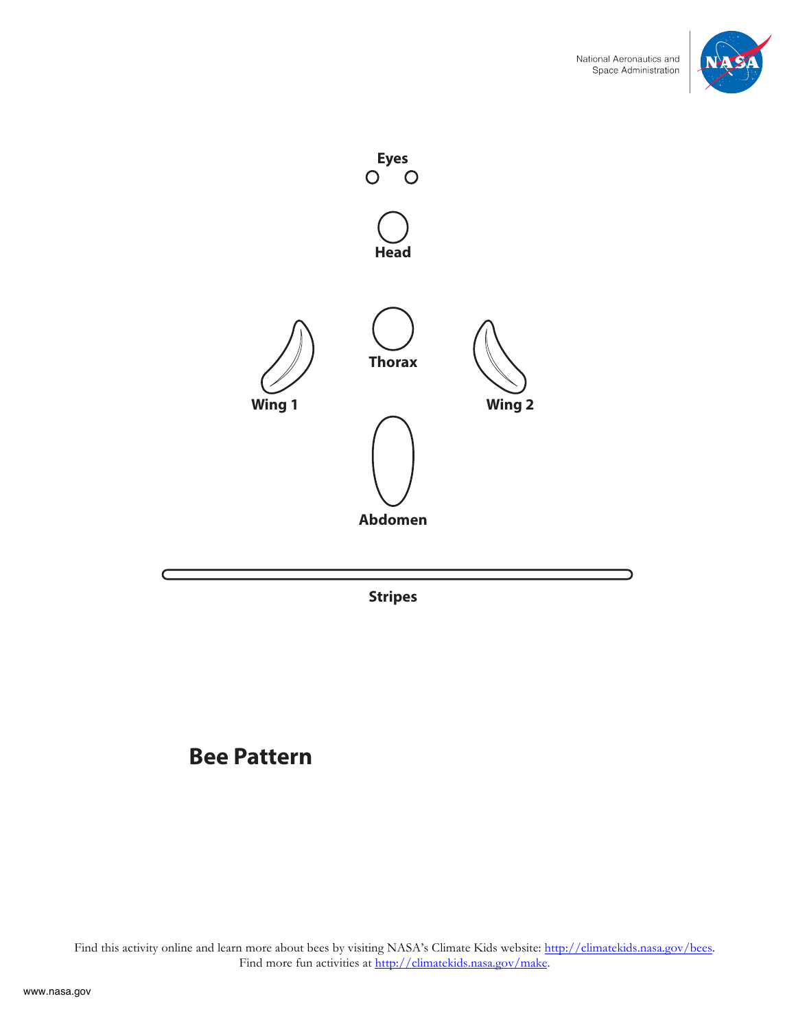National Aeronautics and Space Administration

Eyes

Head

Thorax

Wing 1

Wing 2

Abdomen

Stripes

## Bee Pattern

Find this activity online and learn more about bees by visiting NASA's Climate Kids website: http://climatekids.nasa.gov/bees.
Find more fun activities at http://climatekids.nasa.gov/make.

www.nasa.gov